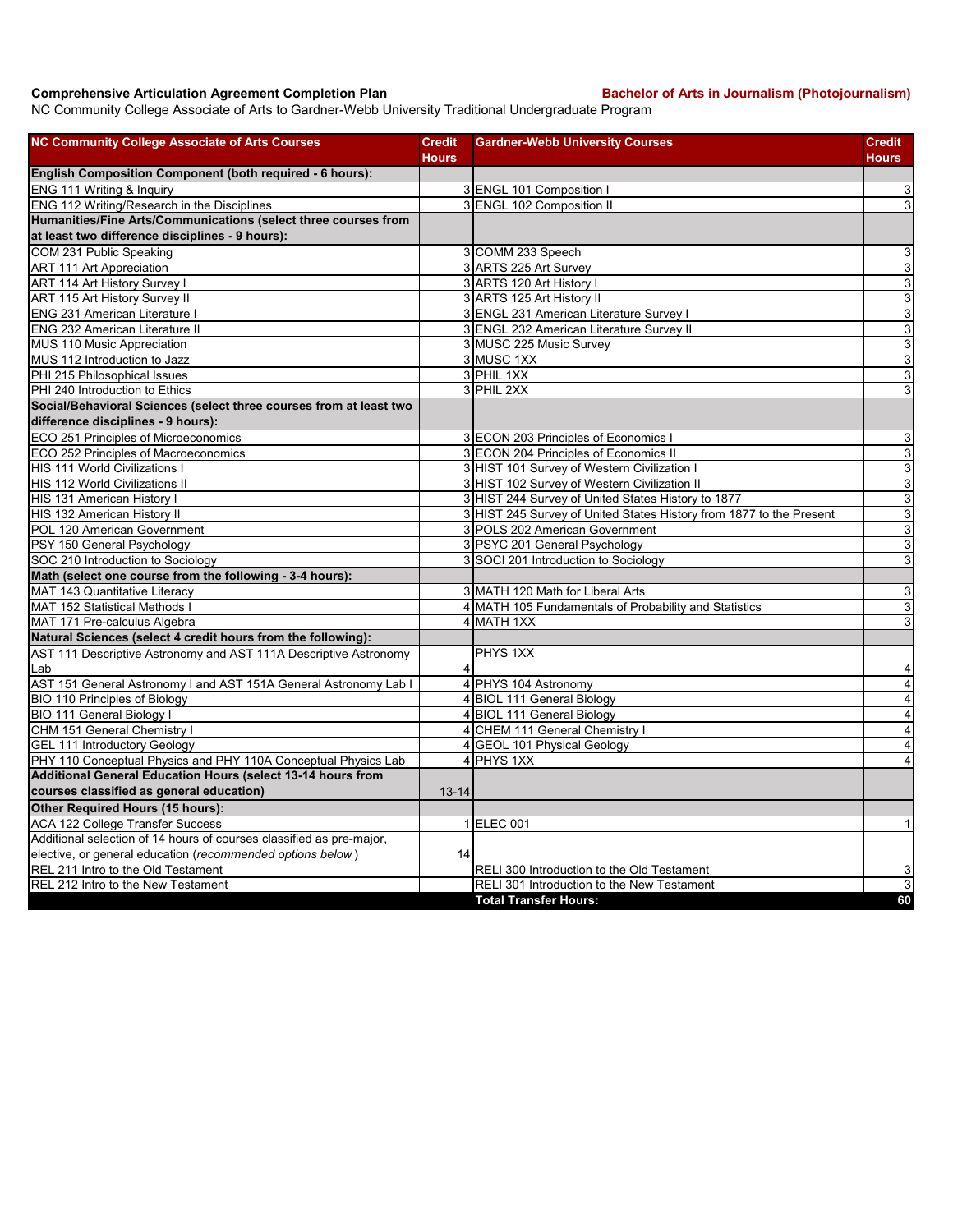**Comprehensive Articulation Agreement Completion Plan**

**Bachelor of Arts in Journalism (Photojournalism)**

NC Community College Associate of Arts to Gardner-Webb University Traditional Undergraduate Program

| NC Community College Associate of Arts Courses | Credit Hours | Gardner-Webb University Courses | Credit Hours |
|---|---|---|---|
| **English Composition Component (both required - 6 hours):** | | | |
| ENG 111 Writing & Inquiry | 3 | ENGL 101 Composition I | 3 |
| ENG 112 Writing/Research in the Disciplines | 3 | ENGL 102 Composition II | 3 |
| **Humanities/Fine Arts/Communications (select three courses from at least two difference disciplines - 9 hours):** | | | |
| COM 231 Public Speaking | 3 | COMM 233 Speech | 3 |
| ART 111 Art Appreciation | 3 | ARTS 225 Art Survey | 3 |
| ART 114 Art History Survey I | 3 | ARTS 120 Art History I | 3 |
| ART 115 Art History Survey II | 3 | ARTS 125 Art History II | 3 |
| ENG 231 American Literature I | 3 | ENGL 231 American Literature Survey I | 3 |
| ENG 232 American Literature II | 3 | ENGL 232 American Literature Survey II | 3 |
| MUS 110 Music Appreciation | 3 | MUSC 225 Music Survey | 3 |
| MUS 112 Introduction to Jazz | 3 | MUSC 1XX | 3 |
| PHI 215 Philosophical Issues | 3 | PHIL 1XX | 3 |
| PHI 240 Introduction to Ethics | 3 | PHIL 2XX | 3 |
| **Social/Behavioral Sciences (select three courses from at least two difference disciplines - 9 hours):** | | | |
| ECO 251 Principles of Microeconomics | 3 | ECON 203 Principles of Economics I | 3 |
| ECO 252 Principles of Macroeconomics | 3 | ECON 204 Principles of Economics II | 3 |
| HIS 111 World Civilizations I | 3 | HIST 101 Survey of Western Civilization I | 3 |
| HIS 112 World Civilizations II | 3 | HIST 102 Survey of Western Civilization II | 3 |
| HIS 131 American History I | 3 | HIST 244 Survey of United States History to 1877 | 3 |
| HIS 132 American History II | 3 | HIST 245 Survey of United States History from 1877 to the Present | 3 |
| POL 120 American Government | 3 | POLS 202 American Government | 3 |
| PSY 150 General Psychology | 3 | PSYC 201 General Psychology | 3 |
| SOC 210 Introduction to Sociology | 3 | SOCI 201 Introduction to Sociology | 3 |
| **Math (select one course from the following - 3-4 hours):** | | | |
| MAT 143 Quantitative Literacy | 3 | MATH 120 Math for Liberal Arts | 3 |
| MAT 152 Statistical Methods I | 4 | MATH 105 Fundamentals of Probability and Statistics | 3 |
| MAT 171 Pre-calculus Algebra | 4 | MATH 1XX | 3 |
| **Natural Sciences (select 4 credit hours from the following):** | | | |
| AST 111 Descriptive Astronomy and AST 111A Descriptive Astronomy Lab | 4 | PHYS 1XX | 4 |
| AST 151 General Astronomy I and AST 151A General Astronomy Lab I | 4 | PHYS 104 Astronomy | 4 |
| BIO 110 Principles of Biology | 4 | BIOL 111 General Biology | 4 |
| BIO 111 General Biology I | 4 | BIOL 111 General Biology | 4 |
| CHM 151 General Chemistry I | 4 | CHEM 111 General Chemistry I | 4 |
| GEL 111 Introductory Geology | 4 | GEOL 101 Physical Geology | 4 |
| PHY 110 Conceptual Physics and PHY 110A Conceptual Physics Lab | 4 | PHYS 1XX | 4 |
| **Additional General Education Hours (select 13-14 hours from courses classified as general education)** | 13-14 | | |
| **Other Required Hours (15 hours):** | | | |
| ACA 122 College Transfer Success | 1 | ELEC 001 | 1 |
| Additional selection of 14 hours of courses classified as pre-major, elective, or general education (*recommended options below*) | 14 | | |
| REL 211 Intro to the Old Testament | | RELI 300 Introduction to the Old Testament | 3 |
| REL 212 Intro to the New Testament | | RELI 301 Introduction to the New Testament | 3 |
| | | **Total Transfer Hours:** | **60** |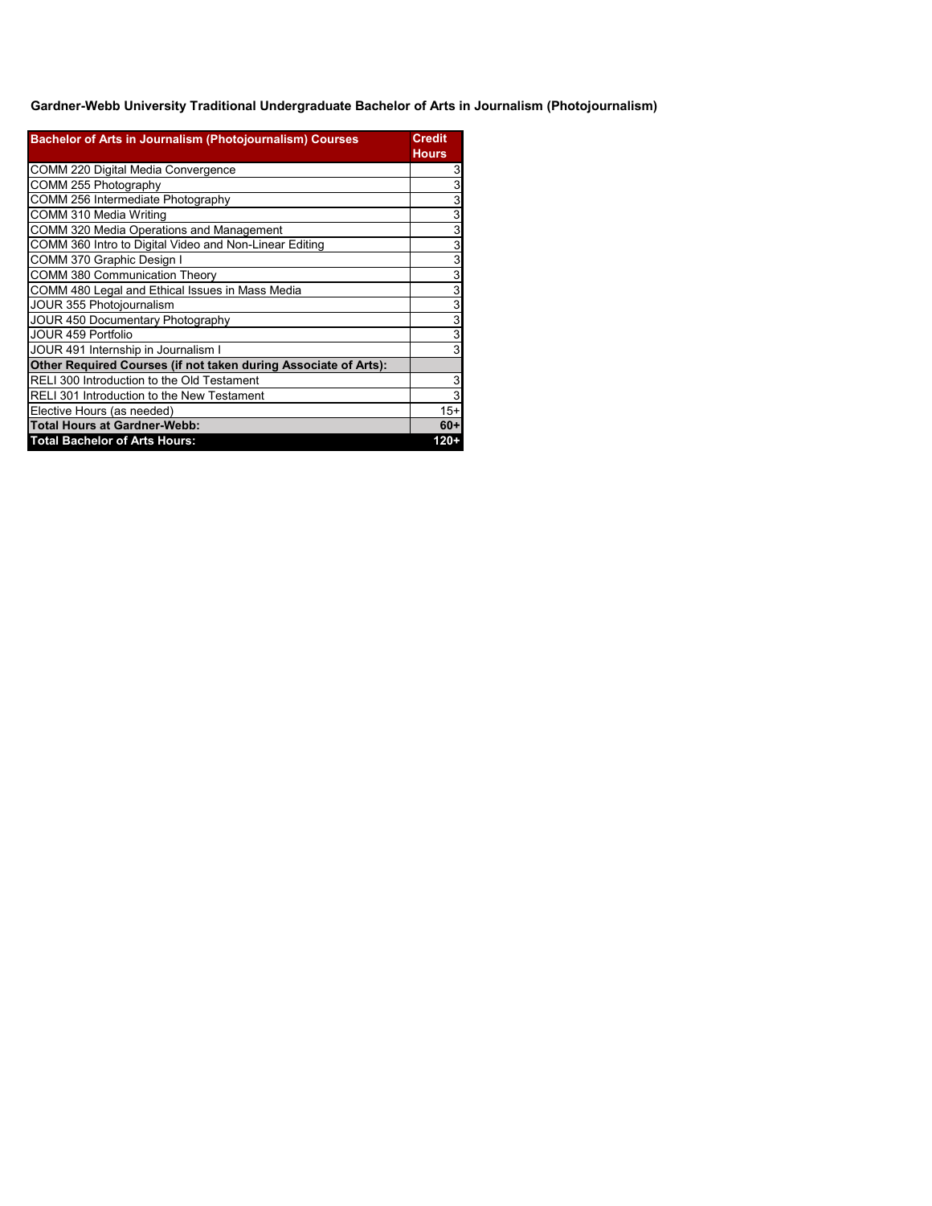**Gardner-Webb University Traditional Undergraduate Bachelor of Arts in Journalism (Photojournalism)**

| Bachelor of Arts in Journalism (Photojournalism) Courses | Credit Hours |
| --- | --- |
| COMM 220 Digital Media Convergence | 3 |
| COMM 255 Photography | 3 |
| COMM 256 Intermediate Photography | 3 |
| COMM 310 Media Writing | 3 |
| COMM 320 Media Operations and Management | 3 |
| COMM 360 Intro to Digital Video and Non-Linear Editing | 3 |
| COMM 370 Graphic Design I | 3 |
| COMM 380 Communication Theory | 3 |
| COMM 480 Legal and Ethical Issues in Mass Media | 3 |
| JOUR 355 Photojournalism | 3 |
| JOUR 450 Documentary Photography | 3 |
| JOUR 459 Portfolio | 3 |
| JOUR 491 Internship in Journalism I | 3 |
| **Other Required Courses (if not taken during Associate of Arts):** | |
| RELI 300 Introduction to the Old Testament | 3 |
| RELI 301 Introduction to the New Testament | 3 |
| Elective Hours (as needed) | 15+ |
| **Total Hours at Gardner-Webb:** | **60+** |
| **Total Bachelor of Arts Hours:** | **120+** |